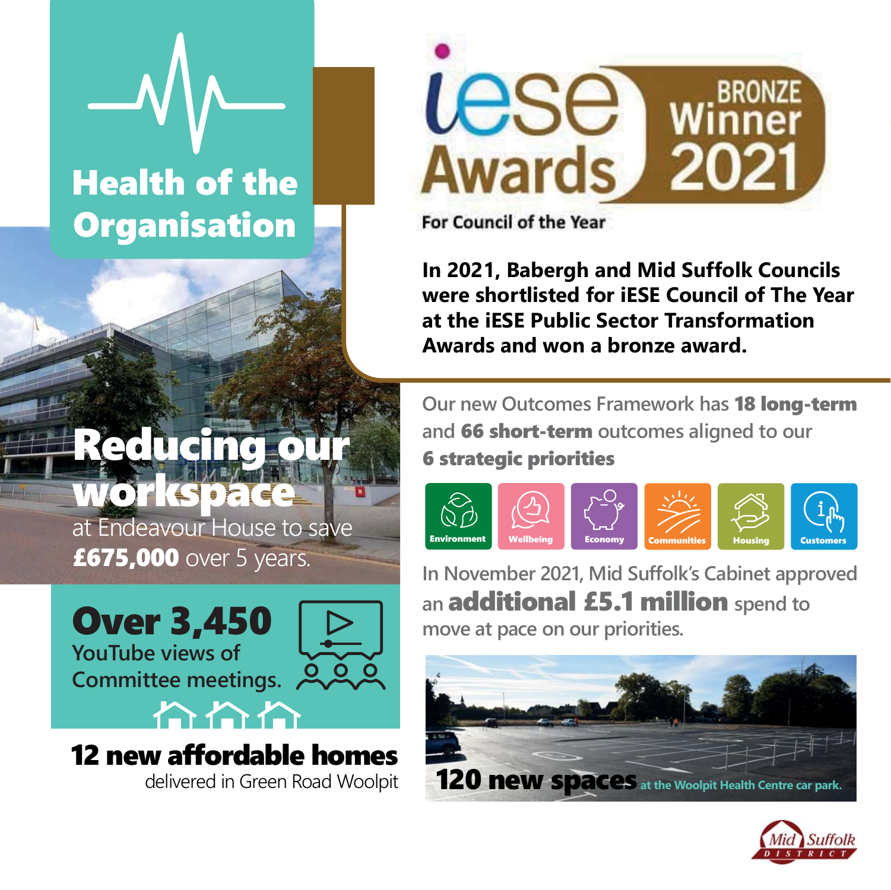# Health of the Organisation

**iese Awards** BRONZE Winner 2021

For Council of the Year

**In 2021, Babergh and Mid Suffolk Councils were shortlisted for iESE Council of The Year at the iESE Public Sector Transformation Awards and won a bronze award.**

## Reducing our workspace

at Endeavour House to save **£675,000** over 5 years.

Our new Outcomes Framework has **18 long-term** and **66 short-term** outcomes aligned to our **6 strategic priorities**

- Environment
- Wellbeing
- Economy
- Communities
- Housing
- Customers

**Over 3,450**
YouTube views of Committee meetings.

In November 2021, Mid Suffolk's Cabinet approved an **additional £5.1 million** spend to move at pace on our priorities.

**12 new affordable homes**
delivered in Green Road Woolpit

**120 new spaces** at the Woolpit Health Centre car park.

Mid Suffolk DISTRICT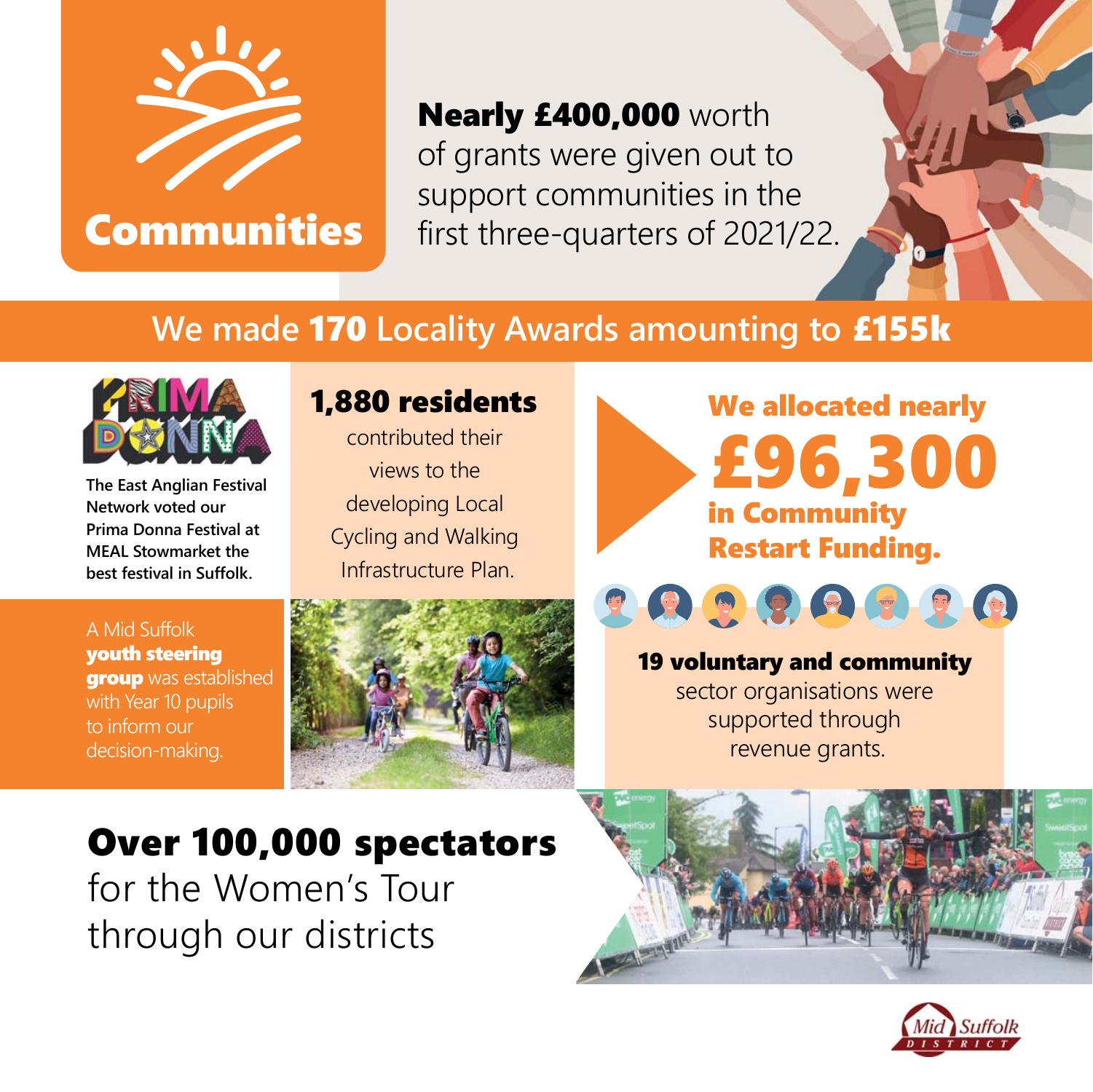# Communities

**Nearly £400,000** worth of grants were given out to support communities in the first three-quarters of 2021/22.

## We made **170** Locality Awards amounting to **£155k**

The East Anglian Festival Network voted our Prima Donna Festival at MEAL Stowmarket the best festival in Suffolk.

**1,880 residents** contributed their views to the developing Local Cycling and Walking Infrastructure Plan.

**We allocated nearly £96,300 in Community Restart Funding.**

A Mid Suffolk **youth steering group** was established with Year 10 pupils to inform our decision-making.

**19 voluntary and community** sector organisations were supported through revenue grants.

**Over 100,000 spectators** for the Women's Tour through our districts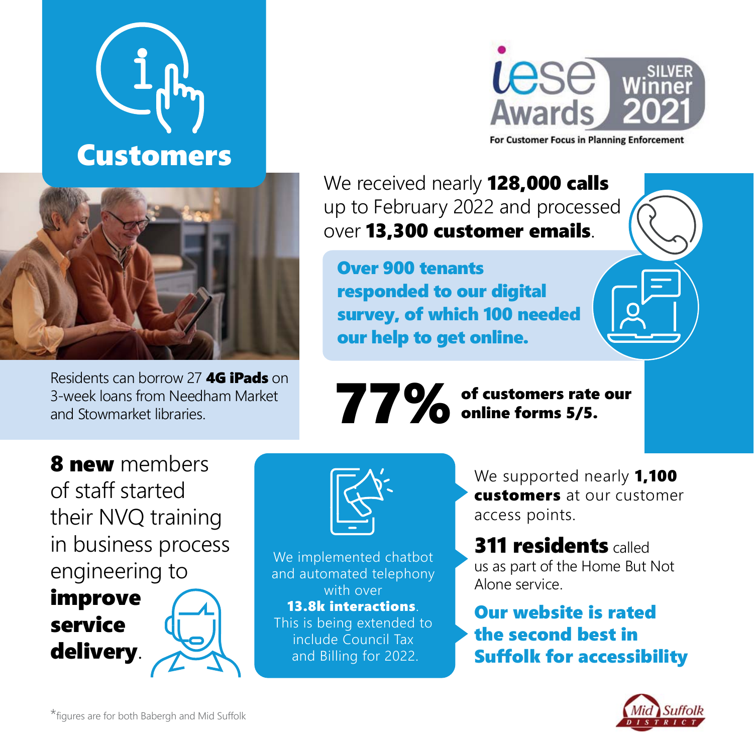# Customers

**iese Awards SILVER Winner 2021**

For Customer Focus in Planning Enforcement

We received nearly **128,000 calls** up to February 2022 and processed over **13,300 customer emails**.

**Over 900 tenants responded to our digital survey, of which 100 needed our help to get online.**

Residents can borrow 27 **4G iPads** on 3-week loans from Needham Market and Stowmarket libraries.

**77%** **of customers rate our online forms 5/5.**

**8 new** members of staff started their NVQ training in business process engineering to **improve service delivery**.

We implemented chatbot and automated telephony with over **13.8k interactions**. This is being extended to include Council Tax and Billing for 2022.

We supported nearly **1,100 customers** at our customer access points.

**311 residents** called us as part of the Home But Not Alone service.

**Our website is rated the second best in Suffolk for accessibility**

*figures are for both Babergh and Mid Suffolk

Mid Suffolk District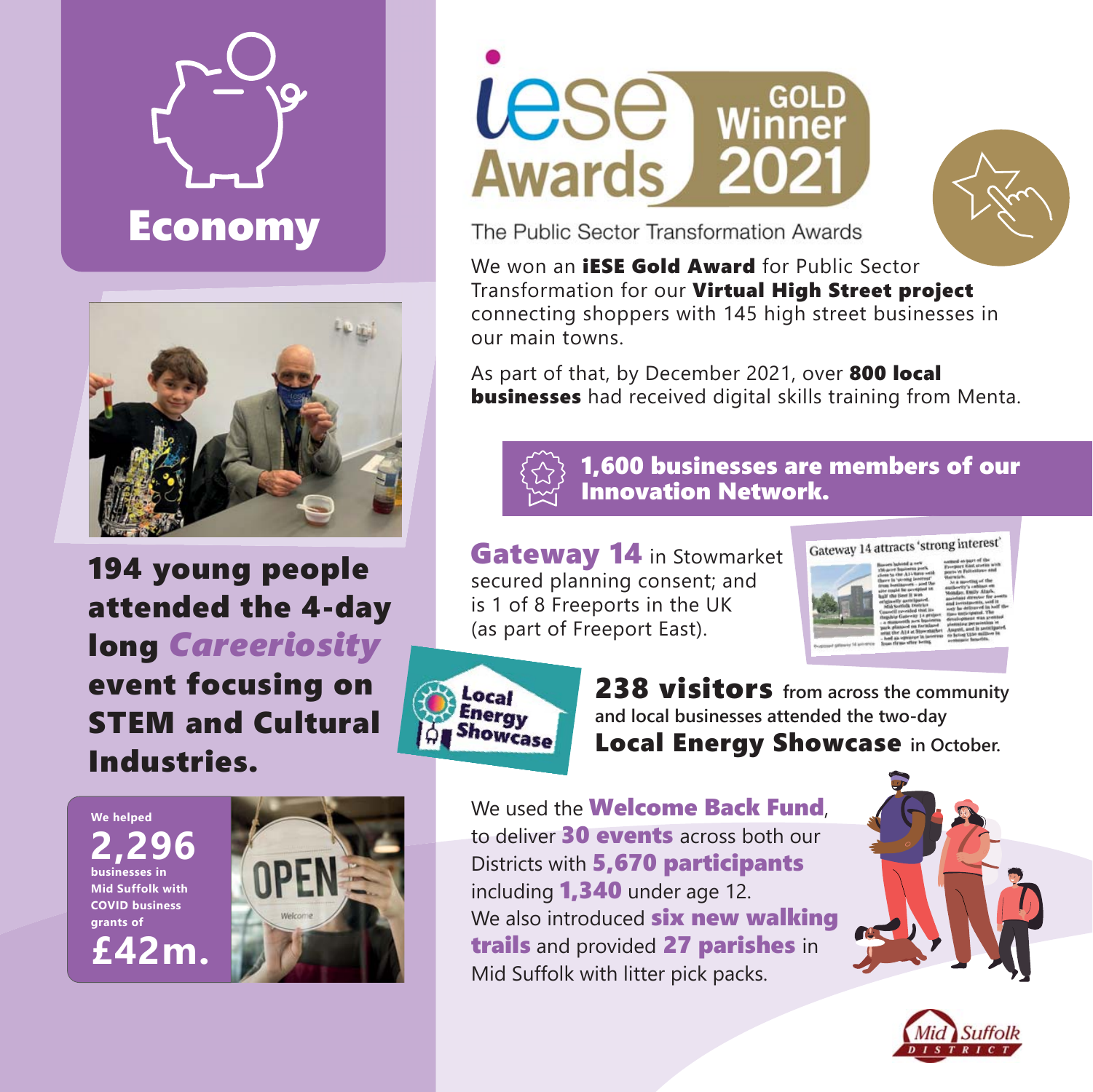# Economy

**194 young people attended the 4-day long *Careeriosity* event focusing on STEM and Cultural Industries.**

**We helped 2,296 businesses in Mid Suffolk with COVID business grants of £42m.**

iese Awards GOLD Winner 2021

The Public Sector Transformation Awards

We won an **iESE Gold Award** for Public Sector Transformation for our **Virtual High Street project** connecting shoppers with 145 high street businesses in our main towns.

As part of that, by December 2021, over **800 local businesses** had received digital skills training from Menta.

**1,600 businesses are members of our Innovation Network.**

**Gateway 14** in Stowmarket secured planning consent; and is 1 of 8 Freeports in the UK (as part of Freeport East).

**238 visitors** from across the community and local businesses attended the two-day **Local Energy Showcase** in October.

We used the **Welcome Back Fund**, to deliver **30 events** across both our Districts with **5,670 participants** including **1,340** under age 12. We also introduced **six new walking trails** and provided **27 parishes** in Mid Suffolk with litter pick packs.

Mid Suffolk District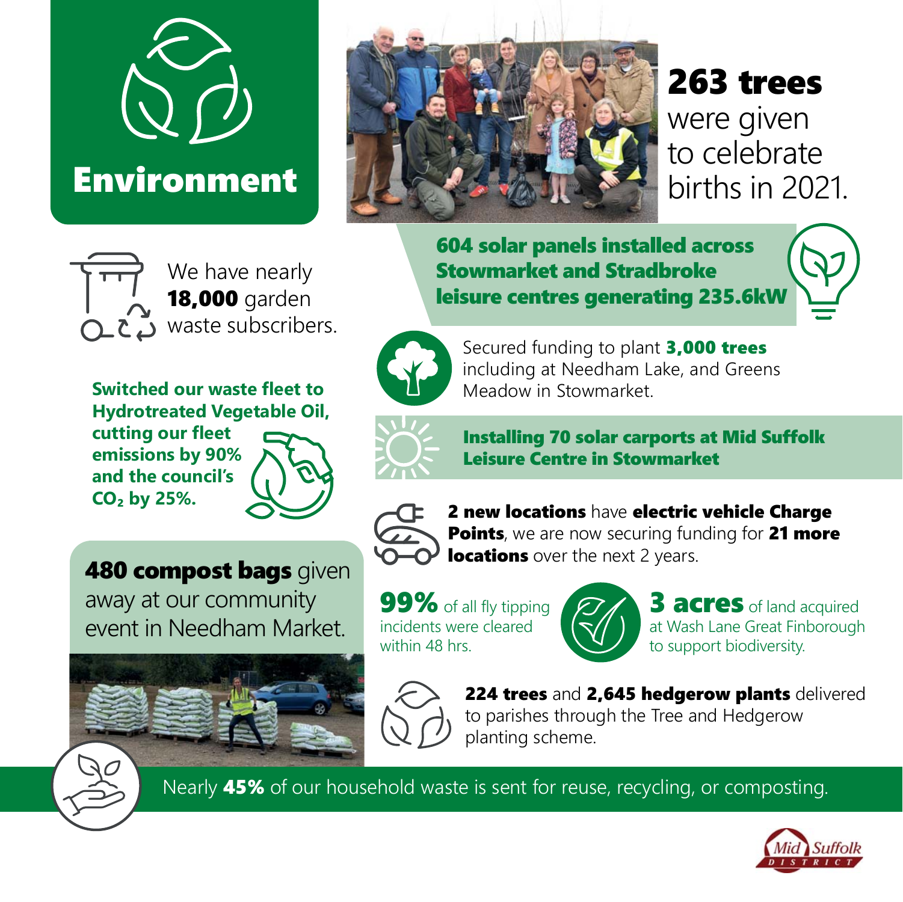# Environment

**263 trees** were given to celebrate births in 2021.

We have nearly **18,000** garden waste subscribers.

**604 solar panels installed across Stowmarket and Stradbroke leisure centres generating 235.6kW**

Secured funding to plant **3,000 trees** including at Needham Lake, and Greens Meadow in Stowmarket.

**Switched our waste fleet to Hydrotreated Vegetable Oil, cutting our fleet emissions by 90% and the council's $CO_2$ by 25%.**

**Installing 70 solar carports at Mid Suffolk Leisure Centre in Stowmarket**

**2 new locations** have **electric vehicle Charge Points**, we are now securing funding for **21 more locations** over the next 2 years.

**480 compost bags** given away at our community event in Needham Market.

**99%** of all fly tipping incidents were cleared within 48 hrs.

**3 acres** of land acquired at Wash Lane Great Finborough to support biodiversity.

**224 trees** and **2,645 hedgerow plants** delivered to parishes through the Tree and Hedgerow planting scheme.

Nearly **45%** of our household waste is sent for reuse, recycling, or composting.

Mid Suffolk DISTRICT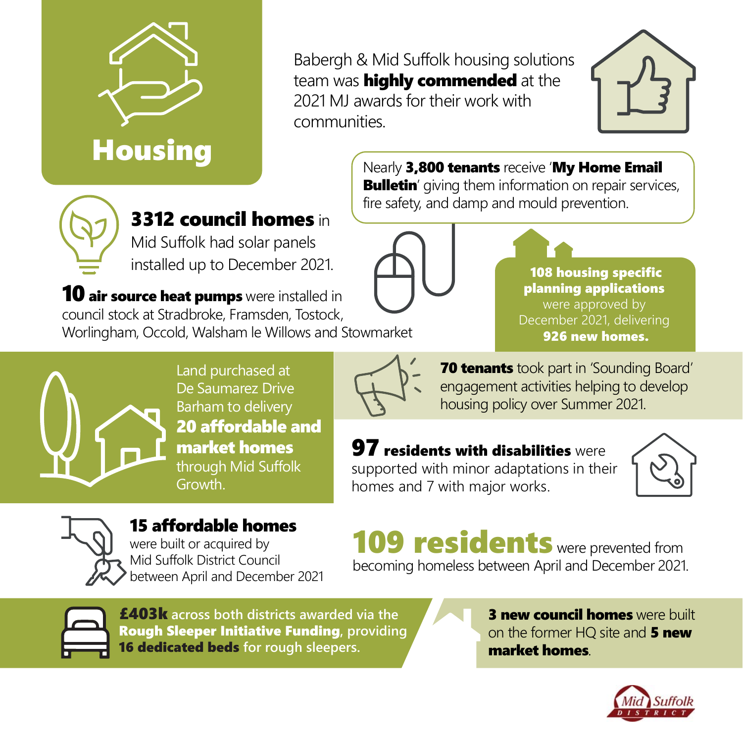# Housing

Babergh & Mid Suffolk housing solutions team was **highly commended** at the 2021 MJ awards for their work with communities.

Nearly **3,800 tenants** receive '**My Home Email Bulletin**' giving them information on repair services, fire safety, and damp and mould prevention.

**3312 council homes** in Mid Suffolk had solar panels installed up to December 2021.

**10 air source heat pumps** were installed in council stock at Stradbroke, Framsden, Tostock, Worlingham, Occold, Walsham le Willows and Stowmarket

**108 housing specific planning applications** were approved by December 2021, delivering **926 new homes.**

Land purchased at De Saumarez Drive Barham to delivery **20 affordable and market homes** through Mid Suffolk Growth.

**70 tenants** took part in 'Sounding Board' engagement activities helping to develop housing policy over Summer 2021.

**97 residents with disabilities** were supported with minor adaptations in their homes and 7 with major works.

**15 affordable homes** were built or acquired by Mid Suffolk District Council between April and December 2021

**109 residents** were prevented from becoming homeless between April and December 2021.

**£403k** across both districts awarded via the **Rough Sleeper Initiative Funding**, providing **16 dedicated beds** for rough sleepers.

**3 new council homes** were built on the former HQ site and **5 new market homes**.

Mid Suffolk DISTRICT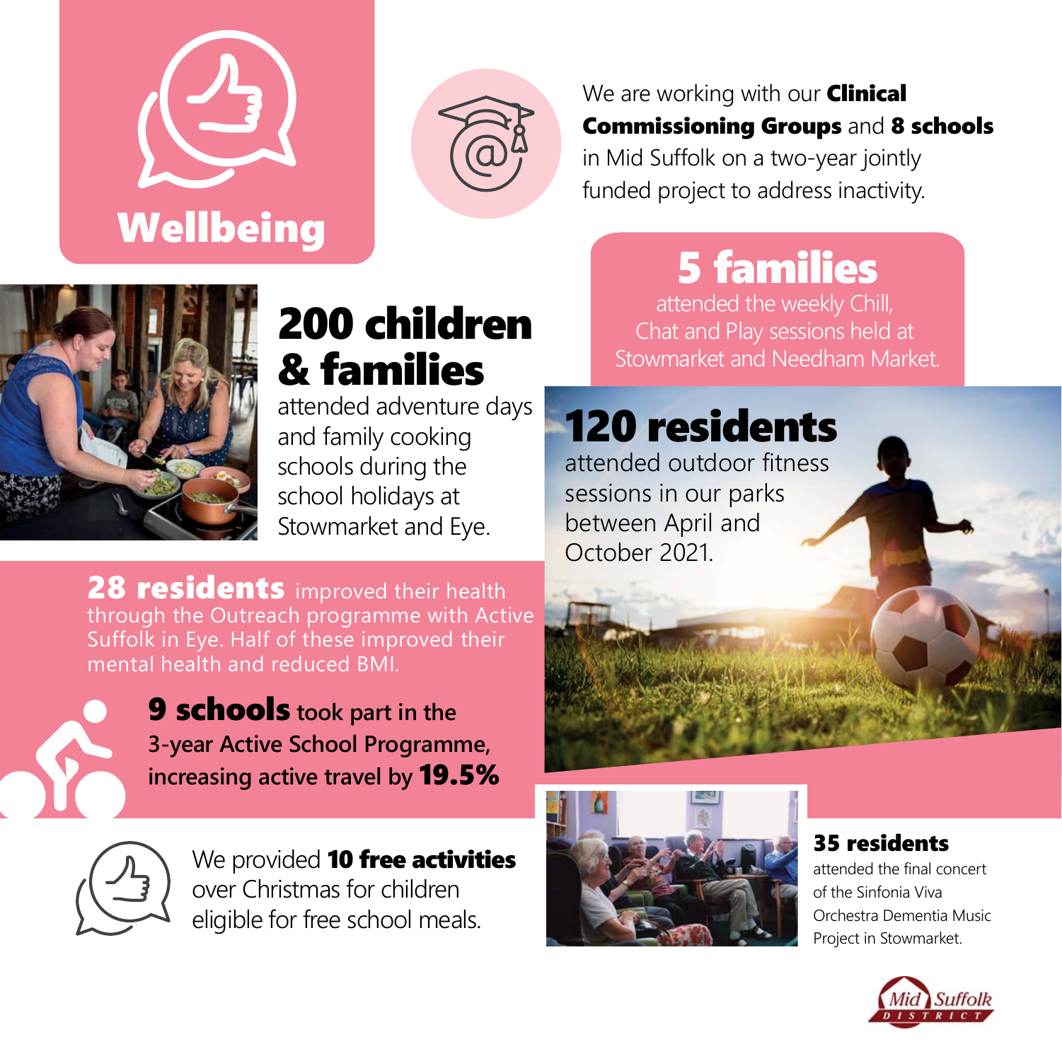# Wellbeing

We are working with our **Clinical Commissioning Groups** and **8 schools** in Mid Suffolk on a two-year jointly funded project to address inactivity.

**5 families**

attended the weekly Chill, Chat and Play sessions held at Stowmarket and Needham Market.

**200 children & families**

attended adventure days and family cooking schools during the school holidays at Stowmarket and Eye.

**120 residents**

attended outdoor fitness sessions in our parks between April and October 2021.

**28 residents** improved their health through the Outreach programme with Active Suffolk in Eye. Half of these improved their mental health and reduced BMI.

**9 schools** took part in the 3-year Active School Programme, increasing active travel by **19.5%**

We provided **10 free activities** over Christmas for children eligible for free school meals.

**35 residents**

attended the final concert of the Sinfonia Viva Orchestra Dementia Music Project in Stowmarket.

Mid Suffolk DISTRICT